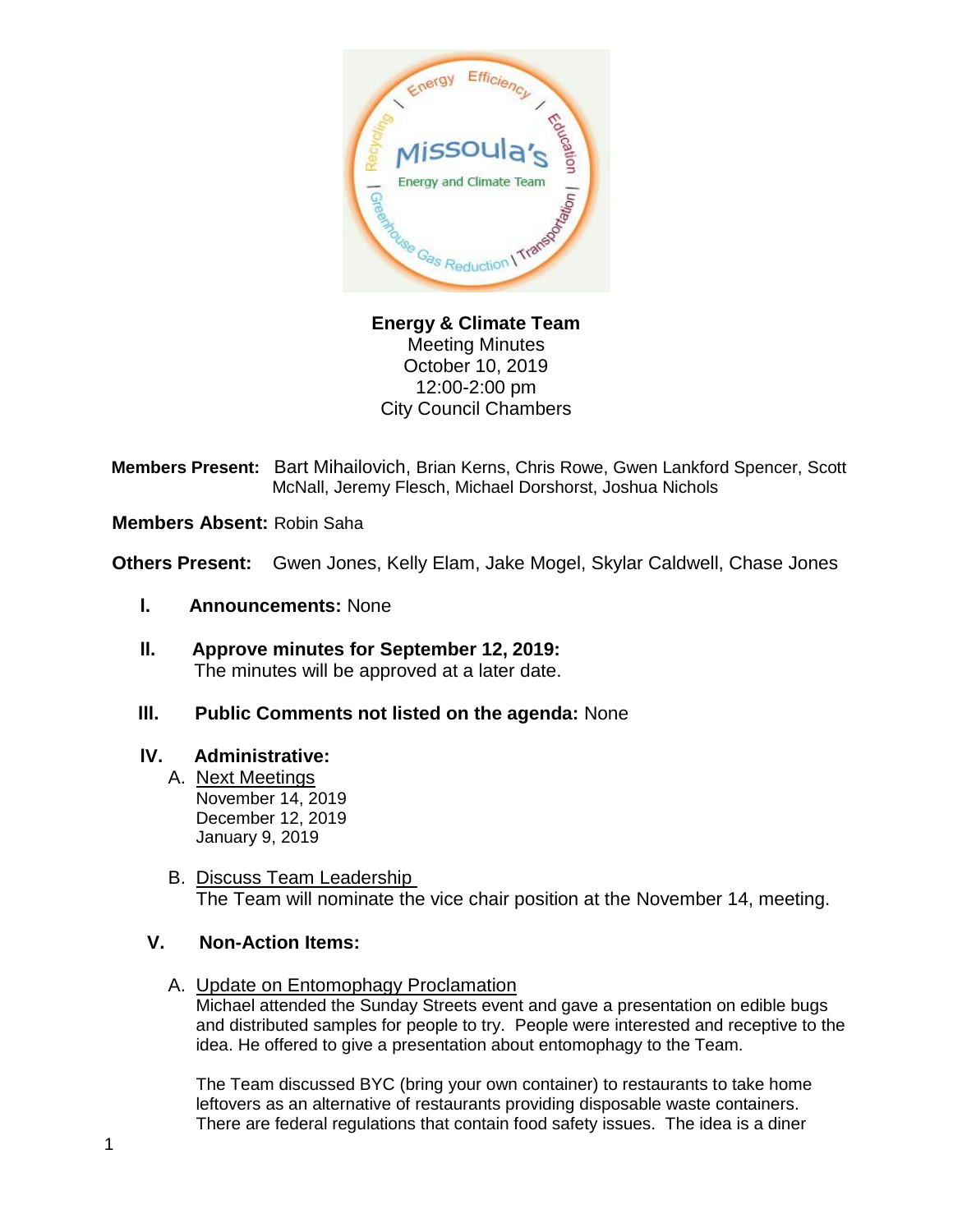**Energy & Climate Team**
Meeting Minutes
October 10, 2019
12:00-2:00 pm
City Council Chambers

**Members Present:** Bart Mihailovich, Brian Kerns, Chris Rowe, Gwen Lankford Spencer, Scott McNall, Jeremy Flesch, Michael Dorshorst, Joshua Nichols

**Members Absent:** Robin Saha

**Others Present:** Gwen Jones, Kelly Elam, Jake Mogel, Skylar Caldwell, Chase Jones

I. **Announcements:** None

II. **Approve minutes for September 12, 2019:**
The minutes will be approved at a later date.

III. **Public Comments not listed on the agenda:** None

IV. **Administrative:**

A. Next Meetings
November 14, 2019
December 12, 2019
January 9, 2019

B. Discuss Team Leadership
The Team will nominate the vice chair position at the November 14, meeting.

V. **Non-Action Items:**

A. Update on Entomophagy Proclamation
Michael attended the Sunday Streets event and gave a presentation on edible bugs and distributed samples for people to try. People were interested and receptive to the idea. He offered to give a presentation about entomophagy to the Team.

The Team discussed BYC (bring your own container) to restaurants to take home leftovers as an alternative of restaurants providing disposable waste containers. There are federal regulations that contain food safety issues. The idea is a diner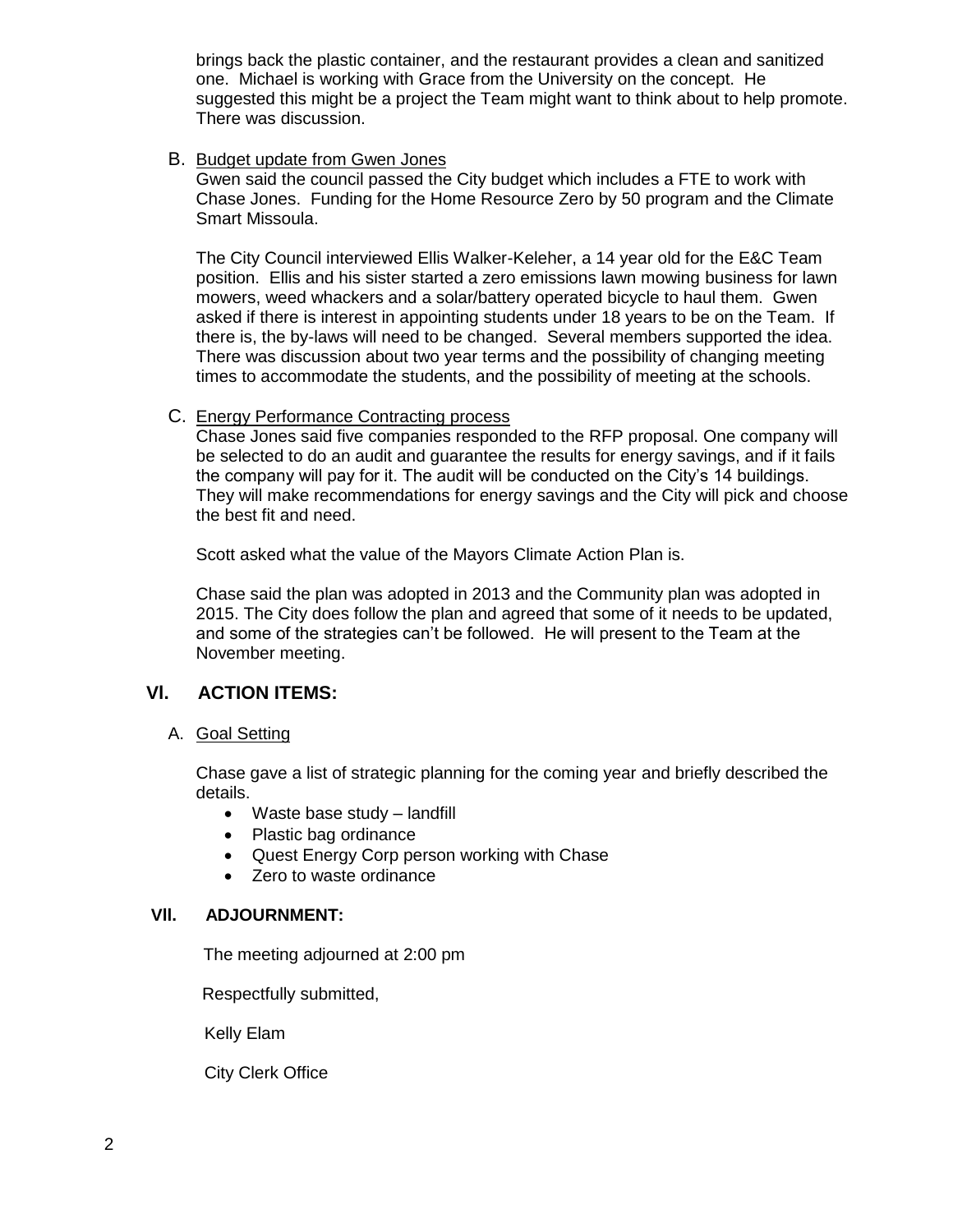brings back the plastic container, and the restaurant provides a clean and sanitized one. Michael is working with Grace from the University on the concept. He suggested this might be a project the Team might want to think about to help promote. There was discussion.

B. Budget update from Gwen Jones

Gwen said the council passed the City budget which includes a FTE to work with Chase Jones. Funding for the Home Resource Zero by 50 program and the Climate Smart Missoula.

The City Council interviewed Ellis Walker-Keleher, a 14 year old for the E&C Team position. Ellis and his sister started a zero emissions lawn mowing business for lawn mowers, weed whackers and a solar/battery operated bicycle to haul them. Gwen asked if there is interest in appointing students under 18 years to be on the Team. If there is, the by-laws will need to be changed. Several members supported the idea. There was discussion about two year terms and the possibility of changing meeting times to accommodate the students, and the possibility of meeting at the schools.

C. Energy Performance Contracting process

Chase Jones said five companies responded to the RFP proposal. One company will be selected to do an audit and guarantee the results for energy savings, and if it fails the company will pay for it. The audit will be conducted on the City's 14 buildings. They will make recommendations for energy savings and the City will pick and choose the best fit and need.

Scott asked what the value of the Mayors Climate Action Plan is.

Chase said the plan was adopted in 2013 and the Community plan was adopted in 2015. The City does follow the plan and agreed that some of it needs to be updated, and some of the strategies can't be followed. He will present to the Team at the November meeting.

## VI. ACTION ITEMS:

A. Goal Setting

Chase gave a list of strategic planning for the coming year and briefly described the details.

- Waste base study – landfill
- Plastic bag ordinance
- Quest Energy Corp person working with Chase
- Zero to waste ordinance

## VII. ADJOURNMENT:

The meeting adjourned at 2:00 pm

Respectfully submitted,

Kelly Elam

City Clerk Office